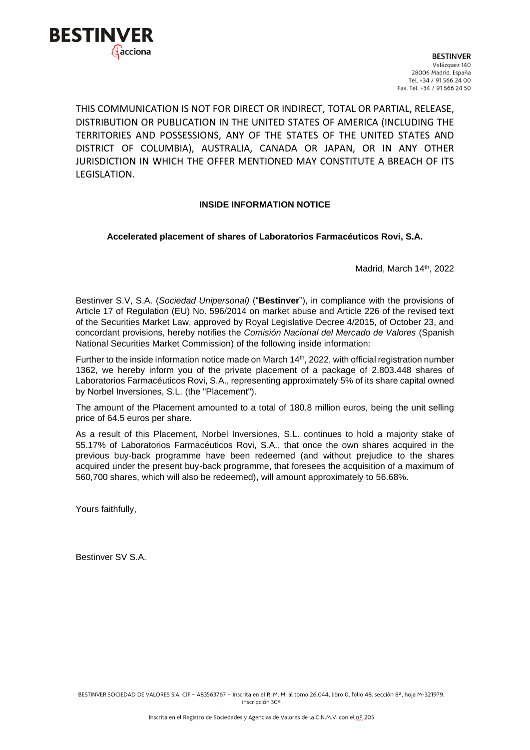BESTINVER
acciona

**BESTINVER**
Velázquez 140
28006 Madrid. España
Tel. +34 / 91 566 24 00
Fax. Tel. +34 / 91 566 24 50

THIS COMMUNICATION IS NOT FOR DIRECT OR INDIRECT, TOTAL OR PARTIAL, RELEASE, DISTRIBUTION OR PUBLICATION IN THE UNITED STATES OF AMERICA (INCLUDING THE TERRITORIES AND POSSESSIONS, ANY OF THE STATES OF THE UNITED STATES AND DISTRICT OF COLUMBIA), AUSTRALIA, CANADA OR JAPAN, OR IN ANY OTHER JURISDICTION IN WHICH THE OFFER MENTIONED MAY CONSTITUTE A BREACH OF ITS LEGISLATION.

**INSIDE INFORMATION NOTICE**

**Accelerated placement of shares of Laboratorios Farmacéuticos Rovi, S.A.**

Madrid, March 14th, 2022

Bestinver S.V, S.A. (*Sociedad Unipersonal)* ("**Bestinver**"), in compliance with the provisions of Article 17 of Regulation (EU) No. 596/2014 on market abuse and Article 226 of the revised text of the Securities Market Law, approved by Royal Legislative Decree 4/2015, of October 23, and concordant provisions, hereby notifies the *Comisión Nacional del Mercado de Valores* (Spanish National Securities Market Commission) of the following inside information:

Further to the inside information notice made on March 14th, 2022, with official registration number 1362, we hereby inform you of the private placement of a package of 2.803.448 shares of Laboratorios Farmacéuticos Rovi, S.A., representing approximately 5% of its share capital owned by Norbel Inversiones, S.L. (the "Placement").

The amount of the Placement amounted to a total of 180.8 million euros, being the unit selling price of 64.5 euros per share.

As a result of this Placement, Norbel Inversiones, S.L. continues to hold a majority stake of 55.17% of Laboratorios Farmacéuticos Rovi, S.A., that once the own shares acquired in the previous buy-back programme have been redeemed (and without prejudice to the shares acquired under the present buy-back programme, that foresees the acquisition of a maximum of 560,700 shares, which will also be redeemed), will amount approximately to 56.68%.

Yours faithfully,

Bestinver SV S.A.

BESTINVER SOCIEDAD DE VALORES S.A. CIF – A83563767 – Inscrita en el R. M. M. al tomo 26.044, libro 0, folio 48, sección 8ª, hoja M-321979, inscripción 30ª

Inscrita en el Registro de Sociedades y Agencias de Valores de la C.N.M.V. con el nº 205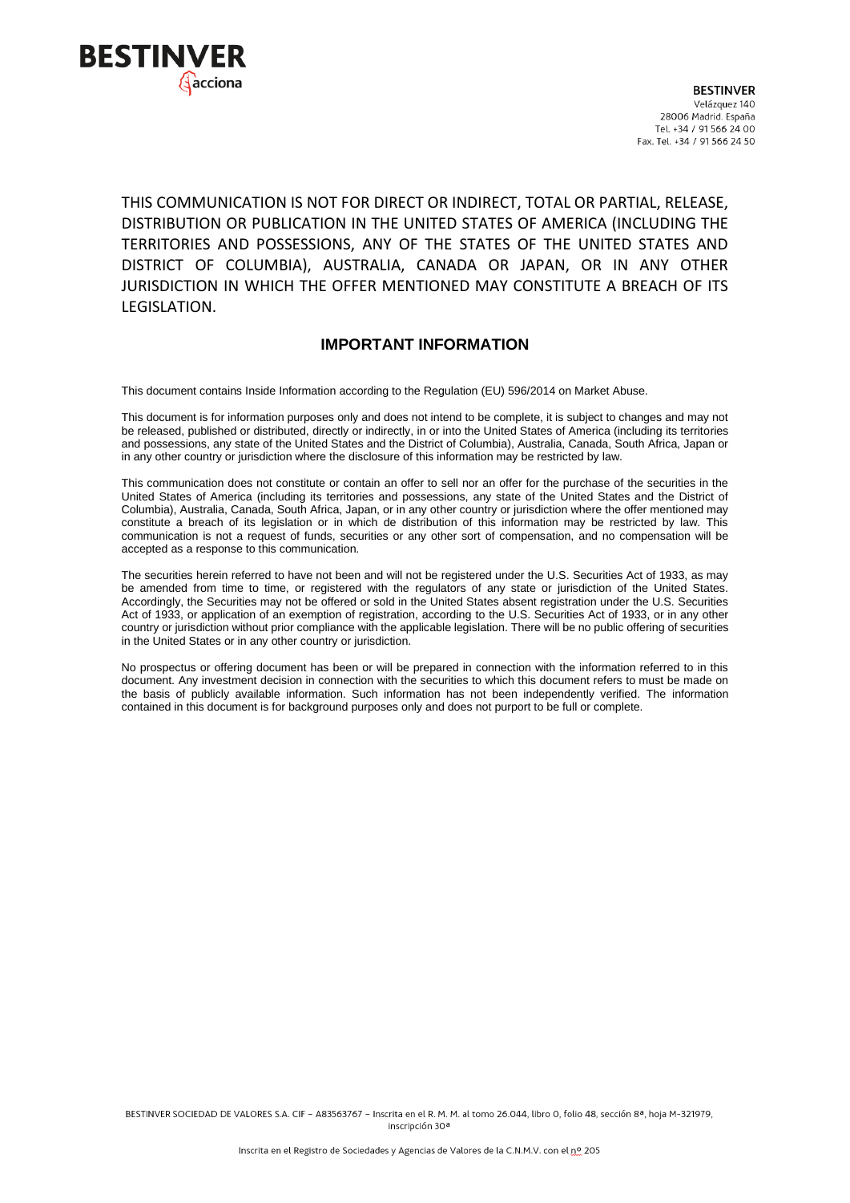THIS COMMUNICATION IS NOT FOR DIRECT OR INDIRECT, TOTAL OR PARTIAL, RELEASE, DISTRIBUTION OR PUBLICATION IN THE UNITED STATES OF AMERICA (INCLUDING THE TERRITORIES AND POSSESSIONS, ANY OF THE STATES OF THE UNITED STATES AND DISTRICT OF COLUMBIA), AUSTRALIA, CANADA OR JAPAN, OR IN ANY OTHER JURISDICTION IN WHICH THE OFFER MENTIONED MAY CONSTITUTE A BREACH OF ITS LEGISLATION.

## IMPORTANT INFORMATION

This document contains Inside Information according to the Regulation (EU) 596/2014 on Market Abuse.

This document is for information purposes only and does not intend to be complete, it is subject to changes and may not be released, published or distributed, directly or indirectly, in or into the United States of America (including its territories and possessions, any state of the United States and the District of Columbia), Australia, Canada, South Africa, Japan or in any other country or jurisdiction where the disclosure of this information may be restricted by law.

This communication does not constitute or contain an offer to sell nor an offer for the purchase of the securities in the United States of America (including its territories and possessions, any state of the United States and the District of Columbia), Australia, Canada, South Africa, Japan, or in any other country or jurisdiction where the offer mentioned may constitute a breach of its legislation or in which de distribution of this information may be restricted by law. This communication is not a request of funds, securities or any other sort of compensation, and no compensation will be accepted as a response to this communication.

The securities herein referred to have not been and will not be registered under the U.S. Securities Act of 1933, as may be amended from time to time, or registered with the regulators of any state or jurisdiction of the United States. Accordingly, the Securities may not be offered or sold in the United States absent registration under the U.S. Securities Act of 1933, or application of an exemption of registration, according to the U.S. Securities Act of 1933, or in any other country or jurisdiction without prior compliance with the applicable legislation. There will be no public offering of securities in the United States or in any other country or jurisdiction.

No prospectus or offering document has been or will be prepared in connection with the information referred to in this document. Any investment decision in connection with the securities to which this document refers to must be made on the basis of publicly available information. Such information has not been independently verified. The information contained in this document is for background purposes only and does not purport to be full or complete.